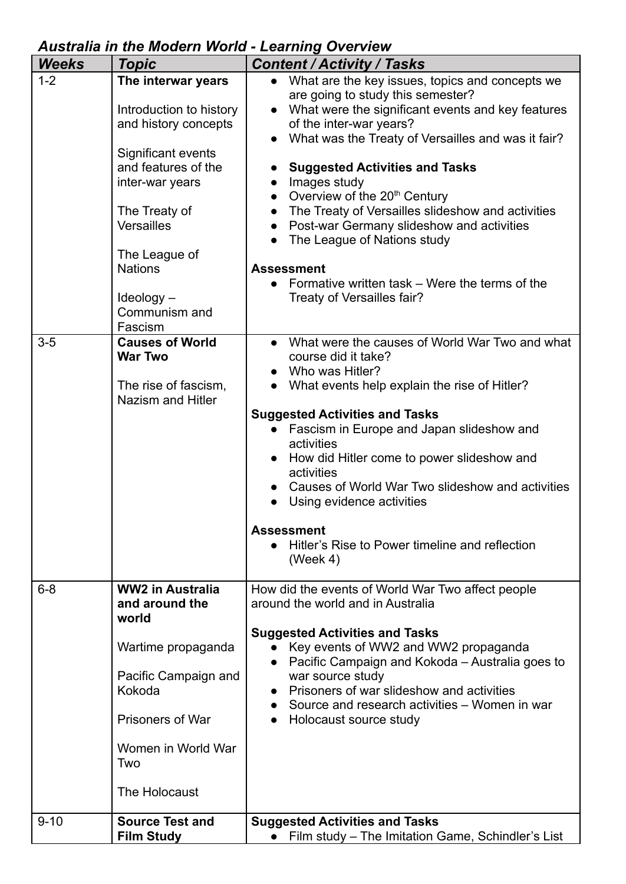## *Australia in the Modern World - Learning Overview*

| *Weeks* | *Topic* | *Content / Activity / Tasks* |
|---|---|---|
| 1-2 | **The interwar years**<br><br>Introduction to history and history concepts<br><br>Significant events and features of the inter-war years<br><br>The Treaty of Versailles<br><br>The League of Nations<br><br>Ideology – Communism and Fascism | • What are the key issues, topics and concepts we are going to study this semester?<br>• What were the significant events and key features of the inter-war years?<br>• What was the Treaty of Versailles and was it fair?<br><br>• **Suggested Activities and Tasks**<br>• Images study<br>• Overview of the 20th Century<br>• The Treaty of Versailles slideshow and activities<br>• Post-war Germany slideshow and activities<br>• The League of Nations study<br><br>**Assessment**<br>• Formative written task – Were the terms of the Treaty of Versailles fair? |
| 3-5 | **Causes of World War Two**<br><br>The rise of fascism, Nazism and Hitler | • What were the causes of World War Two and what course did it take?<br>• Who was Hitler?<br>• What events help explain the rise of Hitler?<br><br>**Suggested Activities and Tasks**<br>• Fascism in Europe and Japan slideshow and activities<br>• How did Hitler come to power slideshow and activities<br>• Causes of World War Two slideshow and activities<br>• Using evidence activities<br><br>**Assessment**<br>• Hitler's Rise to Power timeline and reflection (Week 4) |
| 6-8 | **WW2 in Australia and around the world**<br><br>Wartime propaganda<br><br>Pacific Campaign and Kokoda<br><br>Prisoners of War<br><br>Women in World War Two<br><br>The Holocaust | How did the events of World War Two affect people around the world and in Australia<br><br>**Suggested Activities and Tasks**<br>• Key events of WW2 and WW2 propaganda<br>• Pacific Campaign and Kokoda – Australia goes to war source study<br>• Prisoners of war slideshow and activities<br>• Source and research activities – Women in war<br>• Holocaust source study |
| 9-10 | **Source Test and Film Study** | **Suggested Activities and Tasks**<br>• Film study – The Imitation Game, Schindler's List |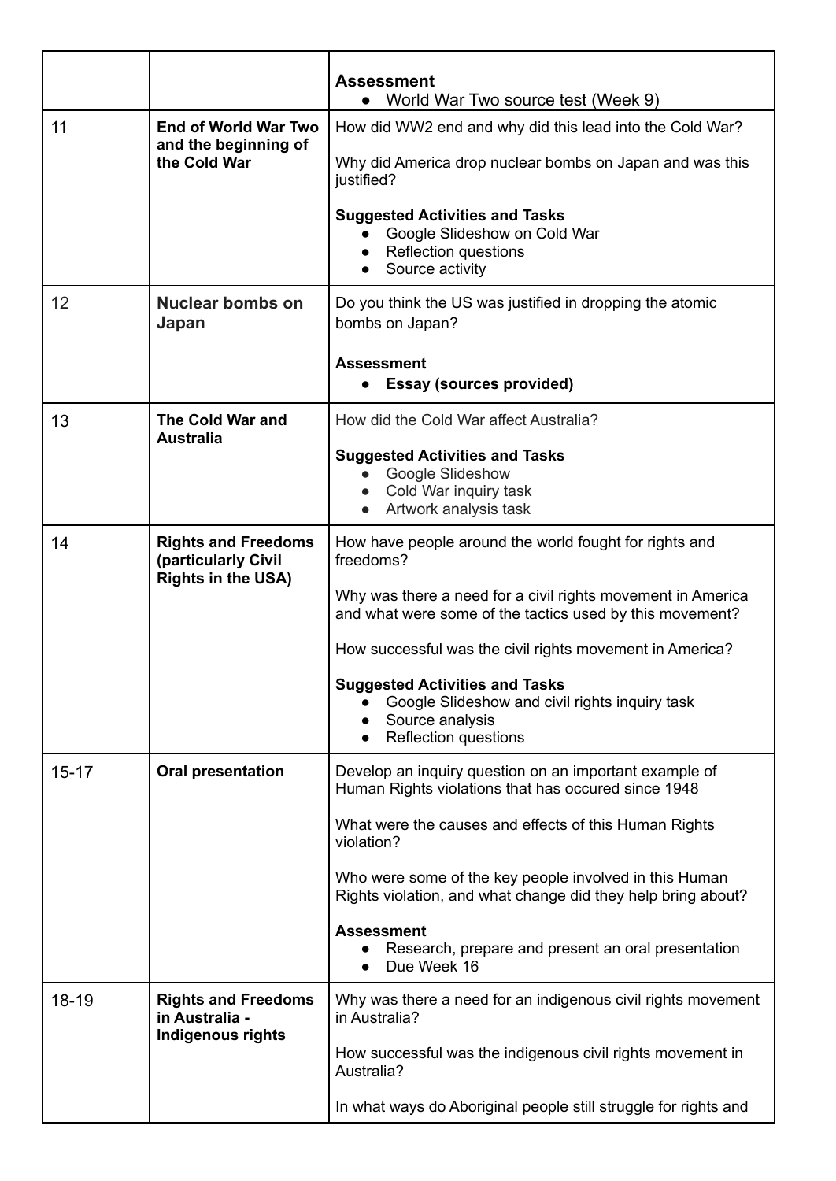| | | |
|---|---|---|
| | | **Assessment**<br>● World War Two source test (Week 9) |
| 11 | **End of World War Two and the beginning of the Cold War** | How did WW2 end and why did this lead into the Cold War?<br><br>Why did America drop nuclear bombs on Japan and was this justified?<br><br>**Suggested Activities and Tasks**<br>● Google Slideshow on Cold War<br>● Reflection questions<br>● Source activity |
| 12 | **Nuclear bombs on Japan** | Do you think the US was justified in dropping the atomic bombs on Japan?<br><br>**Assessment**<br>● **Essay (sources provided)** |
| 13 | **The Cold War and Australia** | How did the Cold War affect Australia?<br><br>**Suggested Activities and Tasks**<br>● Google Slideshow<br>● Cold War inquiry task<br>● Artwork analysis task |
| 14 | **Rights and Freedoms (particularly Civil Rights in the USA)** | How have people around the world fought for rights and freedoms?<br><br>Why was there a need for a civil rights movement in America and what were some of the tactics used by this movement?<br><br>How successful was the civil rights movement in America?<br><br>**Suggested Activities and Tasks**<br>● Google Slideshow and civil rights inquiry task<br>● Source analysis<br>● Reflection questions |
| 15-17 | **Oral presentation** | Develop an inquiry question on an important example of Human Rights violations that has occured since 1948<br><br>What were the causes and effects of this Human Rights violation?<br><br>Who were some of the key people involved in this Human Rights violation, and what change did they help bring about?<br><br>**Assessment**<br>● Research, prepare and present an oral presentation<br>● Due Week 16 |
| 18-19 | **Rights and Freedoms in Australia - Indigenous rights** | Why was there a need for an indigenous civil rights movement in Australia?<br><br>How successful was the indigenous civil rights movement in Australia?<br><br>In what ways do Aboriginal people still struggle for rights and |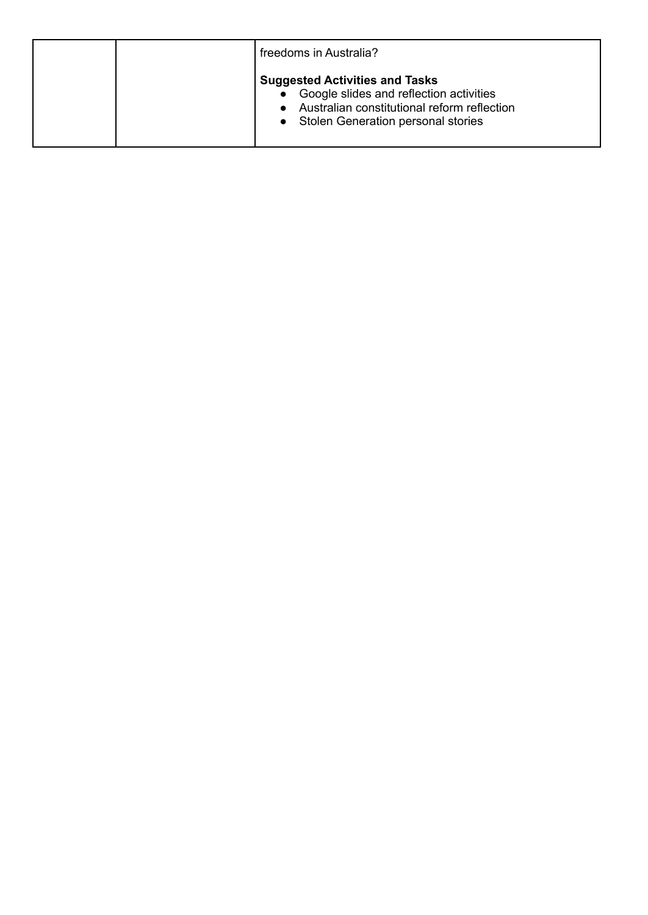| | | |
|---|---|---|
| | | freedoms in Australia?<br><br>**Suggested Activities and Tasks**<br>• Google slides and reflection activities<br>• Australian constitutional reform reflection<br>• Stolen Generation personal stories |